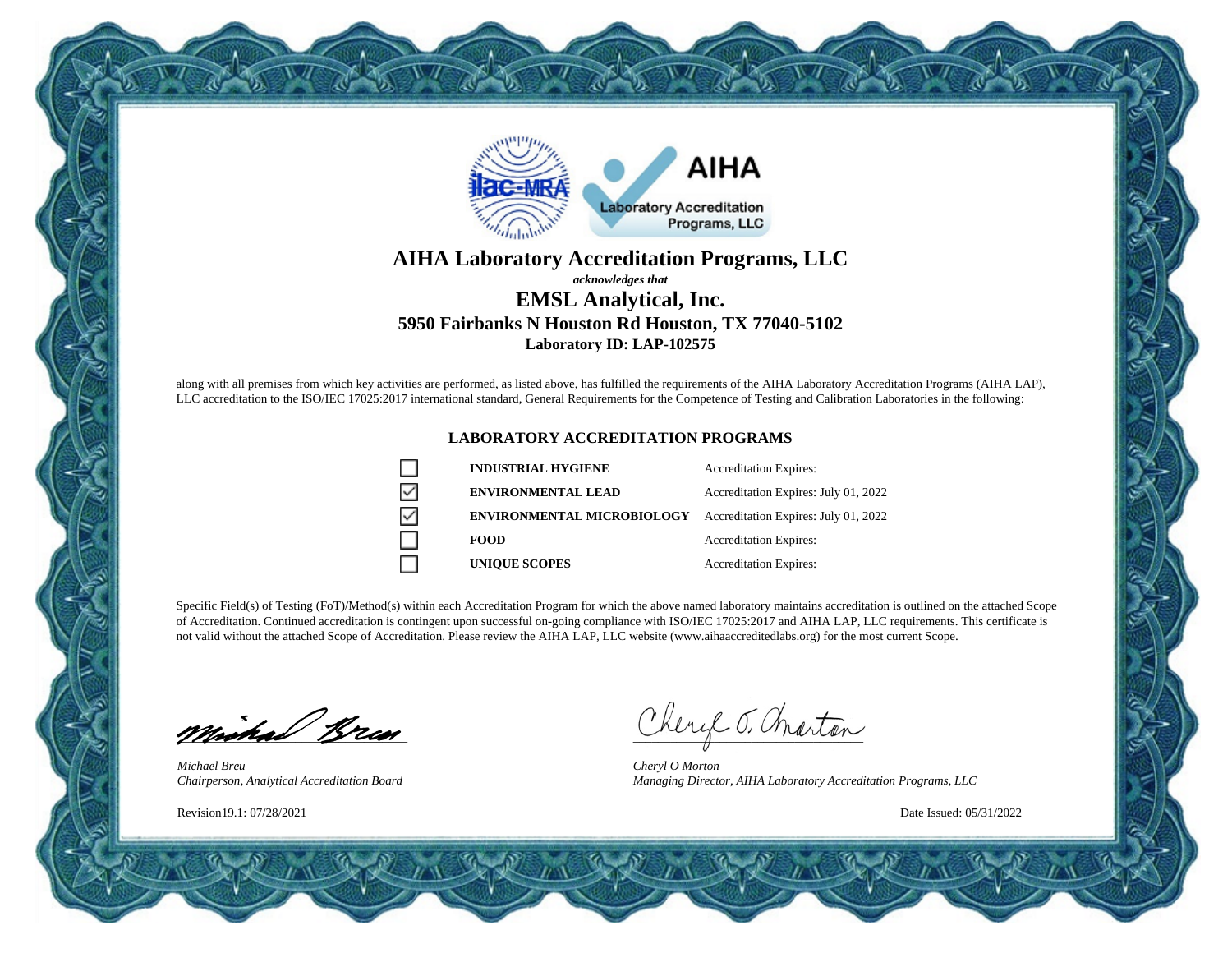# AIHA Laboratory Accreditation Programs, LLC

***acknowledges that***

## EMSL Analytical, Inc.

### 5950 Fairbanks N Houston Rd Houston, TX 77040-5102

**Laboratory ID: LAP-102575**

along with all premises from which key activities are performed, as listed above, has fulfilled the requirements of the AIHA Laboratory Accreditation Programs (AIHA LAP), LLC accreditation to the ISO/IEC 17025:2017 international standard, General Requirements for the Competence of Testing and Calibration Laboratories in the following:

### LABORATORY ACCREDITATION PROGRAMS

| | Program | Expiration |
|---|---|---|
| ☐ | **INDUSTRIAL HYGIENE** | Accreditation Expires: |
| ☑ | **ENVIRONMENTAL LEAD** | Accreditation Expires: July 01, 2022 |
| ☑ | **ENVIRONMENTAL MICROBIOLOGY** | Accreditation Expires: July 01, 2022 |
| ☐ | **FOOD** | Accreditation Expires: |
| ☐ | **UNIQUE SCOPES** | Accreditation Expires: |

Specific Field(s) of Testing (FoT)/Method(s) within each Accreditation Program for which the above named laboratory maintains accreditation is outlined on the attached Scope of Accreditation. Continued accreditation is contingent upon successful on-going compliance with ISO/IEC 17025:2017 and AIHA LAP, LLC requirements. This certificate is not valid without the attached Scope of Accreditation. Please review the AIHA LAP, LLC website (www.aihaaccreditedlabs.org) for the most current Scope.

*Michael Breu*
*Chairperson, Analytical Accreditation Board*

*Cheryl O Morton*
*Managing Director, AIHA Laboratory Accreditation Programs, LLC*

Revision19.1: 07/28/2021

Date Issued: 05/31/2022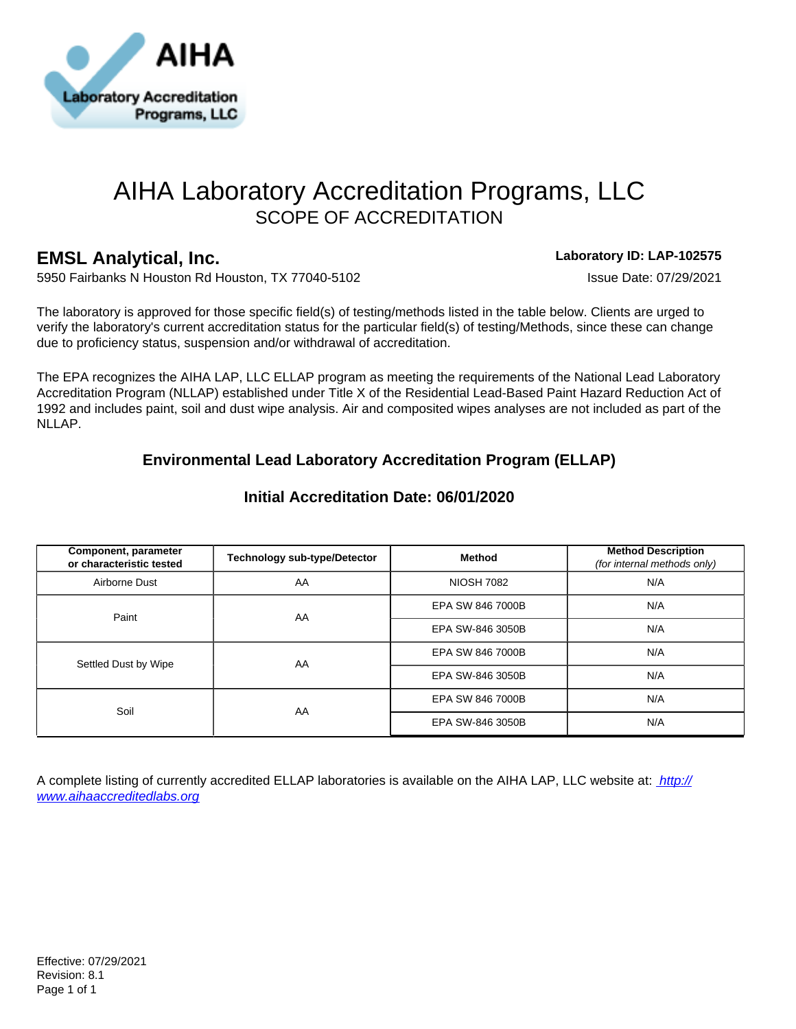# AIHA Laboratory Accreditation Programs, LLC

## SCOPE OF ACCREDITATION

**EMSL Analytical, Inc.**

5950 Fairbanks N Houston Rd Houston, TX 77040-5102

**Laboratory ID: LAP-102575**

Issue Date: 07/29/2021

The laboratory is approved for those specific field(s) of testing/methods listed in the table below. Clients are urged to verify the laboratory's current accreditation status for the particular field(s) of testing/Methods, since these can change due to proficiency status, suspension and/or withdrawal of accreditation.

The EPA recognizes the AIHA LAP, LLC ELLAP program as meeting the requirements of the National Lead Laboratory Accreditation Program (NLLAP) established under Title X of the Residential Lead-Based Paint Hazard Reduction Act of 1992 and includes paint, soil and dust wipe analysis. Air and composited wipes analyses are not included as part of the NLLAP.

### Environmental Lead Laboratory Accreditation Program (ELLAP)

### Initial Accreditation Date: 06/01/2020

| Component, parameter or characteristic tested | Technology sub-type/Detector | Method | Method Description *(for internal methods only)* |
|---|---|---|---|
| Airborne Dust | AA | NIOSH 7082 | N/A |
| Paint | AA | EPA SW 846 7000B | N/A |
| | | EPA SW-846 3050B | N/A |
| Settled Dust by Wipe | AA | EPA SW 846 7000B | N/A |
| | | EPA SW-846 3050B | N/A |
| Soil | AA | EPA SW 846 7000B | N/A |
| | | EPA SW-846 3050B | N/A |

A complete listing of currently accredited ELLAP laboratories is available on the AIHA LAP, LLC website at: [http://www.aihaaccreditedlabs.org](http://www.aihaaccreditedlabs.org)

Effective: 07/29/2021
Revision: 8.1